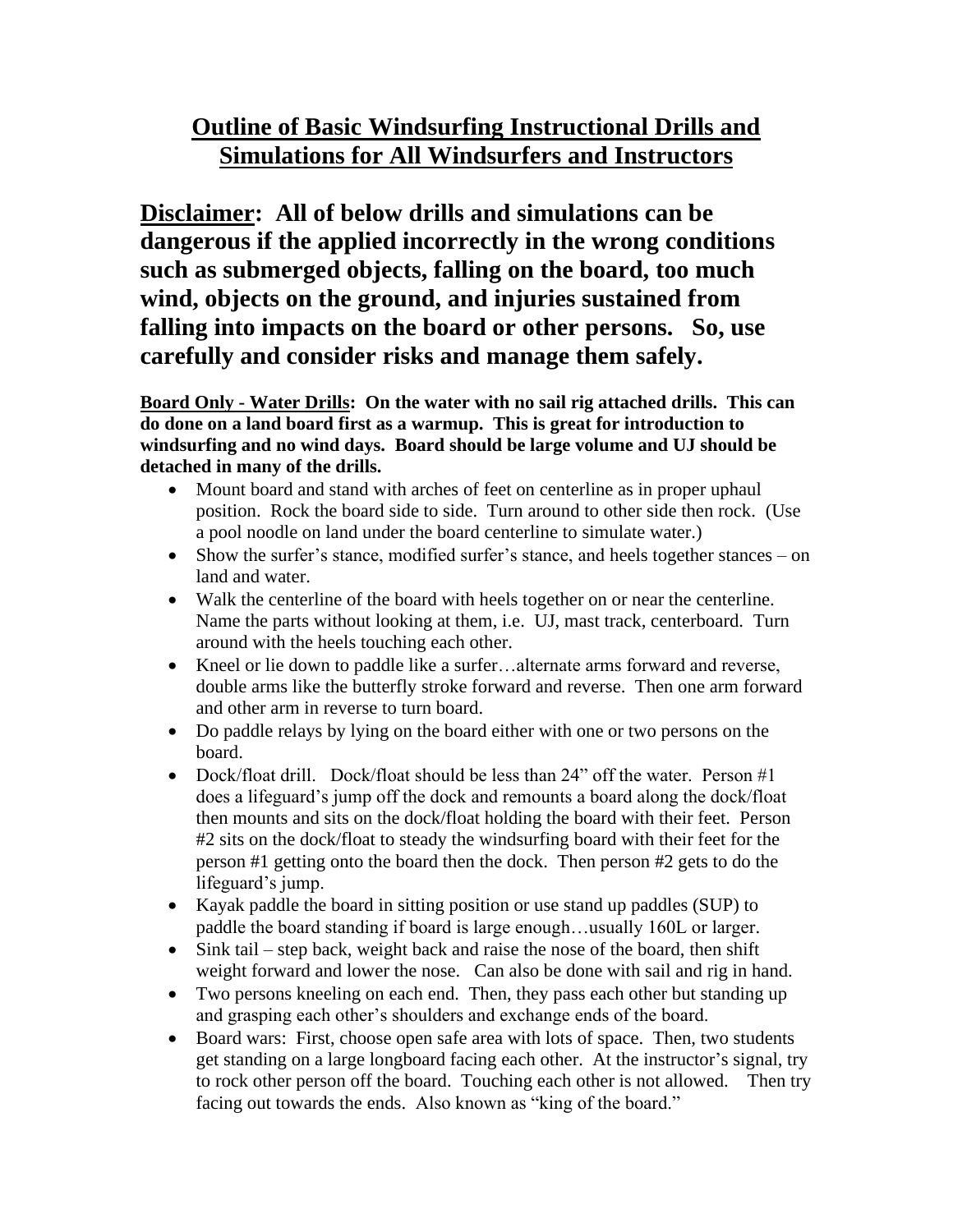# Outline of Basic Windsurfing Instructional Drills and Simulations for All Windsurfers and Instructors

**Disclaimer: All of below drills and simulations can be dangerous if the applied incorrectly in the wrong conditions such as submerged objects, falling on the board, too much wind, objects on the ground, and injuries sustained from falling into impacts on the board or other persons. So, use carefully and consider risks and manage them safely.**

**Board Only - Water Drills: On the water with no sail rig attached drills. This can do done on a land board first as a warmup. This is great for introduction to windsurfing and no wind days. Board should be large volume and UJ should be detached in many of the drills.**

- Mount board and stand with arches of feet on centerline as in proper uphaul position. Rock the board side to side. Turn around to other side then rock. (Use a pool noodle on land under the board centerline to simulate water.)
- Show the surfer's stance, modified surfer's stance, and heels together stances – on land and water.
- Walk the centerline of the board with heels together on or near the centerline. Name the parts without looking at them, i.e. UJ, mast track, centerboard. Turn around with the heels touching each other.
- Kneel or lie down to paddle like a surfer…alternate arms forward and reverse, double arms like the butterfly stroke forward and reverse. Then one arm forward and other arm in reverse to turn board.
- Do paddle relays by lying on the board either with one or two persons on the board.
- Dock/float drill. Dock/float should be less than 24" off the water. Person #1 does a lifeguard's jump off the dock and remounts a board along the dock/float then mounts and sits on the dock/float holding the board with their feet. Person #2 sits on the dock/float to steady the windsurfing board with their feet for the person #1 getting onto the board then the dock. Then person #2 gets to do the lifeguard's jump.
- Kayak paddle the board in sitting position or use stand up paddles (SUP) to paddle the board standing if board is large enough…usually 160L or larger.
- Sink tail – step back, weight back and raise the nose of the board, then shift weight forward and lower the nose. Can also be done with sail and rig in hand.
- Two persons kneeling on each end. Then, they pass each other but standing up and grasping each other's shoulders and exchange ends of the board.
- Board wars: First, choose open safe area with lots of space. Then, two students get standing on a large longboard facing each other. At the instructor's signal, try to rock other person off the board. Touching each other is not allowed. Then try facing out towards the ends. Also known as "king of the board."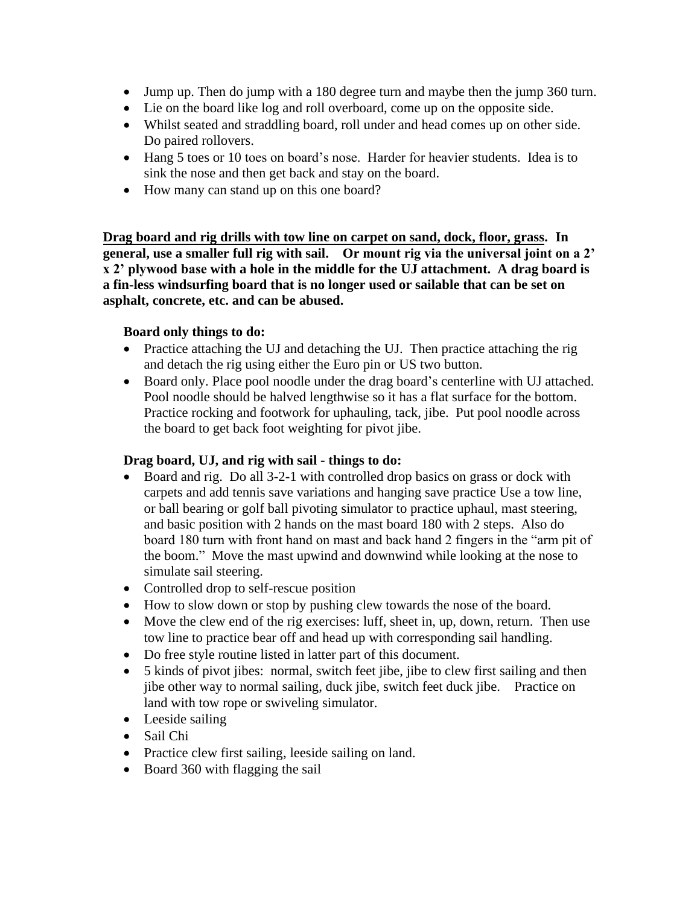- Jump up. Then do jump with a 180 degree turn and maybe then the jump 360 turn.
- Lie on the board like log and roll overboard, come up on the opposite side.
- Whilst seated and straddling board, roll under and head comes up on other side. Do paired rollovers.
- Hang 5 toes or 10 toes on board's nose. Harder for heavier students. Idea is to sink the nose and then get back and stay on the board.
- How many can stand up on this one board?

**<u>Drag board and rig drills with tow line on carpet on sand, dock, floor, grass</u>. In general, use a smaller full rig with sail. Or mount rig via the universal joint on a 2' x 2' plywood base with a hole in the middle for the UJ attachment. A drag board is a fin-less windsurfing board that is no longer used or sailable that can be set on asphalt, concrete, etc. and can be abused.**

**Board only things to do:**

- Practice attaching the UJ and detaching the UJ. Then practice attaching the rig and detach the rig using either the Euro pin or US two button.
- Board only. Place pool noodle under the drag board's centerline with UJ attached. Pool noodle should be halved lengthwise so it has a flat surface for the bottom. Practice rocking and footwork for uphauling, tack, jibe. Put pool noodle across the board to get back foot weighting for pivot jibe.

**Drag board, UJ, and rig with sail - things to do:**

- Board and rig. Do all 3-2-1 with controlled drop basics on grass or dock with carpets and add tennis save variations and hanging save practice Use a tow line, or ball bearing or golf ball pivoting simulator to practice uphaul, mast steering, and basic position with 2 hands on the mast board 180 with 2 steps. Also do board 180 turn with front hand on mast and back hand 2 fingers in the "arm pit of the boom." Move the mast upwind and downwind while looking at the nose to simulate sail steering.
- Controlled drop to self-rescue position
- How to slow down or stop by pushing clew towards the nose of the board.
- Move the clew end of the rig exercises: luff, sheet in, up, down, return. Then use tow line to practice bear off and head up with corresponding sail handling.
- Do free style routine listed in latter part of this document.
- 5 kinds of pivot jibes: normal, switch feet jibe, jibe to clew first sailing and then jibe other way to normal sailing, duck jibe, switch feet duck jibe. Practice on land with tow rope or swiveling simulator.
- Leeside sailing
- Sail Chi
- Practice clew first sailing, leeside sailing on land.
- Board 360 with flagging the sail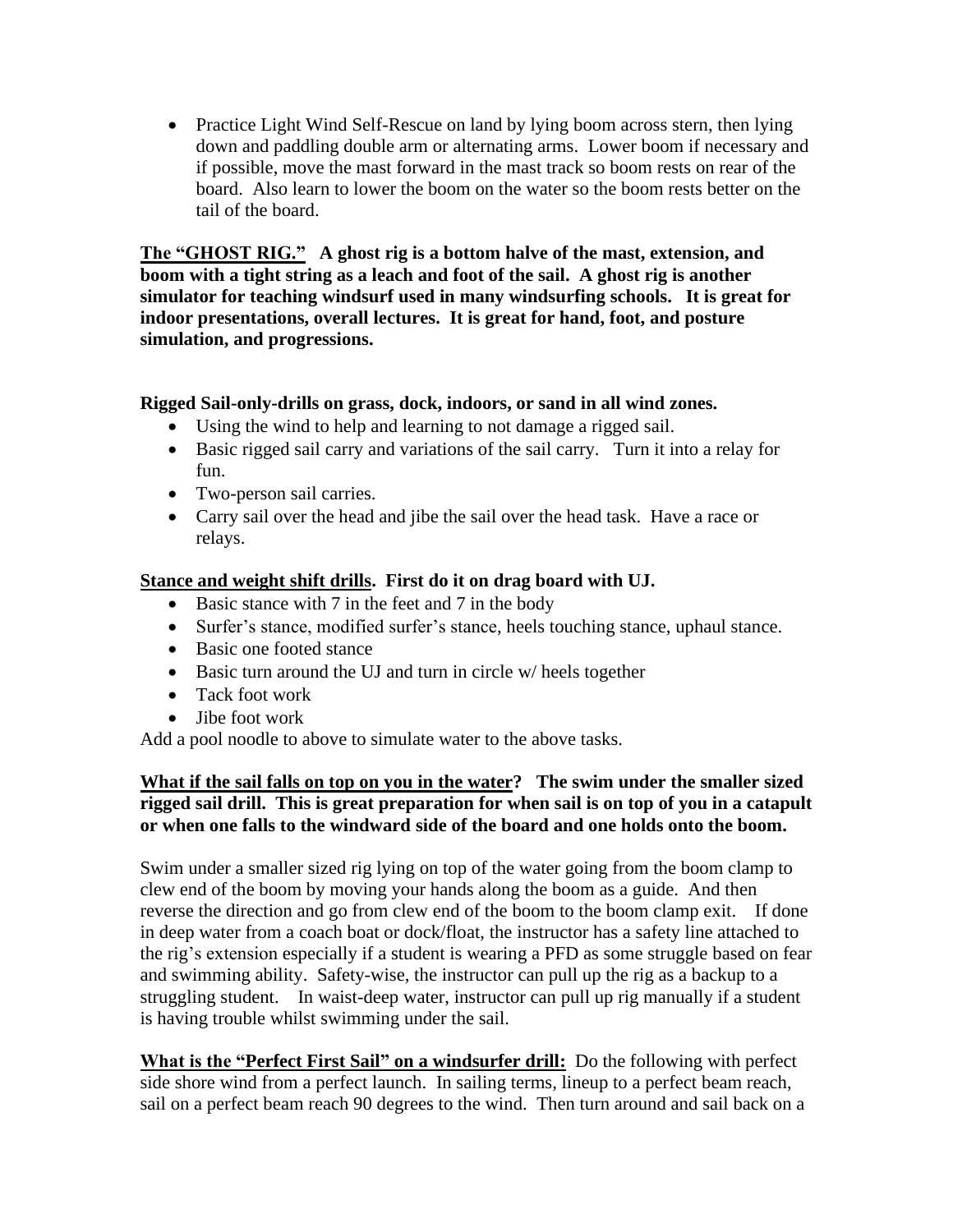- Practice Light Wind Self-Rescue on land by lying boom across stern, then lying down and paddling double arm or alternating arms. Lower boom if necessary and if possible, move the mast forward in the mast track so boom rests on rear of the board. Also learn to lower the boom on the water so the boom rests better on the tail of the board.

**<u>The "GHOST RIG."</u> A ghost rig is a bottom halve of the mast, extension, and boom with a tight string as a leach and foot of the sail. A ghost rig is another simulator for teaching windsurf used in many windsurfing schools. It is great for indoor presentations, overall lectures. It is great for hand, foot, and posture simulation, and progressions.**

**Rigged Sail-only-drills on grass, dock, indoors, or sand in all wind zones.**

- Using the wind to help and learning to not damage a rigged sail.
- Basic rigged sail carry and variations of the sail carry. Turn it into a relay for fun.
- Two-person sail carries.
- Carry sail over the head and jibe the sail over the head task. Have a race or relays.

**<u>Stance and weight shift drills</u>. First do it on drag board with UJ.**

- Basic stance with 7 in the feet and 7 in the body
- Surfer's stance, modified surfer's stance, heels touching stance, uphaul stance.
- Basic one footed stance
- Basic turn around the UJ and turn in circle w/ heels together
- Tack foot work
- Jibe foot work

Add a pool noodle to above to simulate water to the above tasks.

**<u>What if the sail falls on top on you in the water</u>? The swim under the smaller sized rigged sail drill. This is great preparation for when sail is on top of you in a catapult or when one falls to the windward side of the board and one holds onto the boom.**

Swim under a smaller sized rig lying on top of the water going from the boom clamp to clew end of the boom by moving your hands along the boom as a guide. And then reverse the direction and go from clew end of the boom to the boom clamp exit. If done in deep water from a coach boat or dock/float, the instructor has a safety line attached to the rig's extension especially if a student is wearing a PFD as some struggle based on fear and swimming ability. Safety-wise, the instructor can pull up the rig as a backup to a struggling student. In waist-deep water, instructor can pull up rig manually if a student is having trouble whilst swimming under the sail.

**<u>What is the "Perfect First Sail" on a windsurfer drill:</u>** Do the following with perfect side shore wind from a perfect launch. In sailing terms, lineup to a perfect beam reach, sail on a perfect beam reach 90 degrees to the wind. Then turn around and sail back on a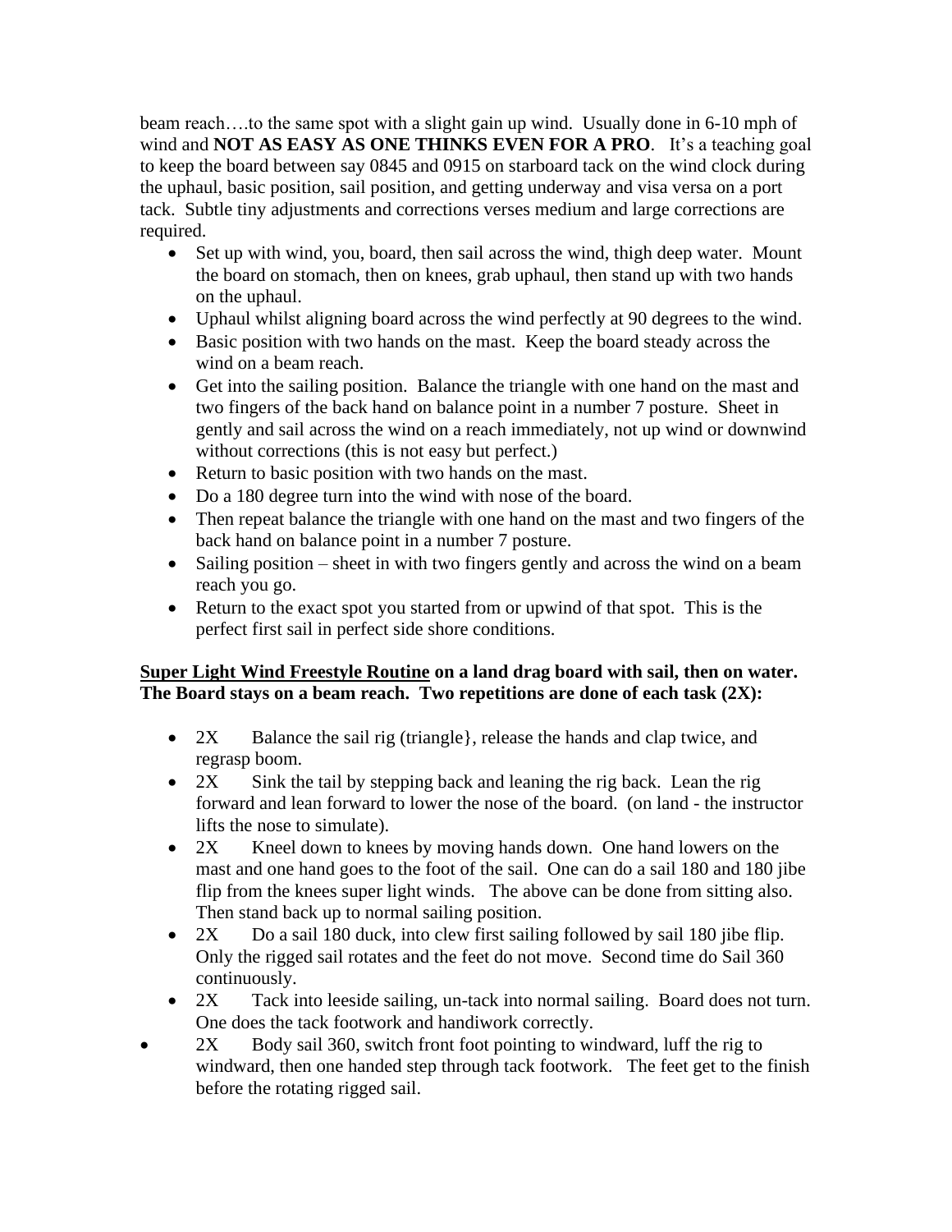beam reach….to the same spot with a slight gain up wind. Usually done in 6-10 mph of wind and **NOT AS EASY AS ONE THINKS EVEN FOR A PRO**. It's a teaching goal to keep the board between say 0845 and 0915 on starboard tack on the wind clock during the uphaul, basic position, sail position, and getting underway and visa versa on a port tack. Subtle tiny adjustments and corrections verses medium and large corrections are required.

- Set up with wind, you, board, then sail across the wind, thigh deep water. Mount the board on stomach, then on knees, grab uphaul, then stand up with two hands on the uphaul.
- Uphaul whilst aligning board across the wind perfectly at 90 degrees to the wind.
- Basic position with two hands on the mast. Keep the board steady across the wind on a beam reach.
- Get into the sailing position. Balance the triangle with one hand on the mast and two fingers of the back hand on balance point in a number 7 posture. Sheet in gently and sail across the wind on a reach immediately, not up wind or downwind without corrections (this is not easy but perfect.)
- Return to basic position with two hands on the mast.
- Do a 180 degree turn into the wind with nose of the board.
- Then repeat balance the triangle with one hand on the mast and two fingers of the back hand on balance point in a number 7 posture.
- Sailing position – sheet in with two fingers gently and across the wind on a beam reach you go.
- Return to the exact spot you started from or upwind of that spot. This is the perfect first sail in perfect side shore conditions.

**<u>Super Light Wind Freestyle Routine</u> on a land drag board with sail, then on water. The Board stays on a beam reach. Two repetitions are done of each task (2X):**

- 2X Balance the sail rig (triangle}, release the hands and clap twice, and regrasp boom.
- 2X Sink the tail by stepping back and leaning the rig back. Lean the rig forward and lean forward to lower the nose of the board. (on land - the instructor lifts the nose to simulate).
- 2X Kneel down to knees by moving hands down. One hand lowers on the mast and one hand goes to the foot of the sail. One can do a sail 180 and 180 jibe flip from the knees super light winds. The above can be done from sitting also. Then stand back up to normal sailing position.
- 2X Do a sail 180 duck, into clew first sailing followed by sail 180 jibe flip. Only the rigged sail rotates and the feet do not move. Second time do Sail 360 continuously.
- 2X Tack into leeside sailing, un-tack into normal sailing. Board does not turn. One does the tack footwork and handiwork correctly.
- 2X Body sail 360, switch front foot pointing to windward, luff the rig to windward, then one handed step through tack footwork. The feet get to the finish before the rotating rigged sail.